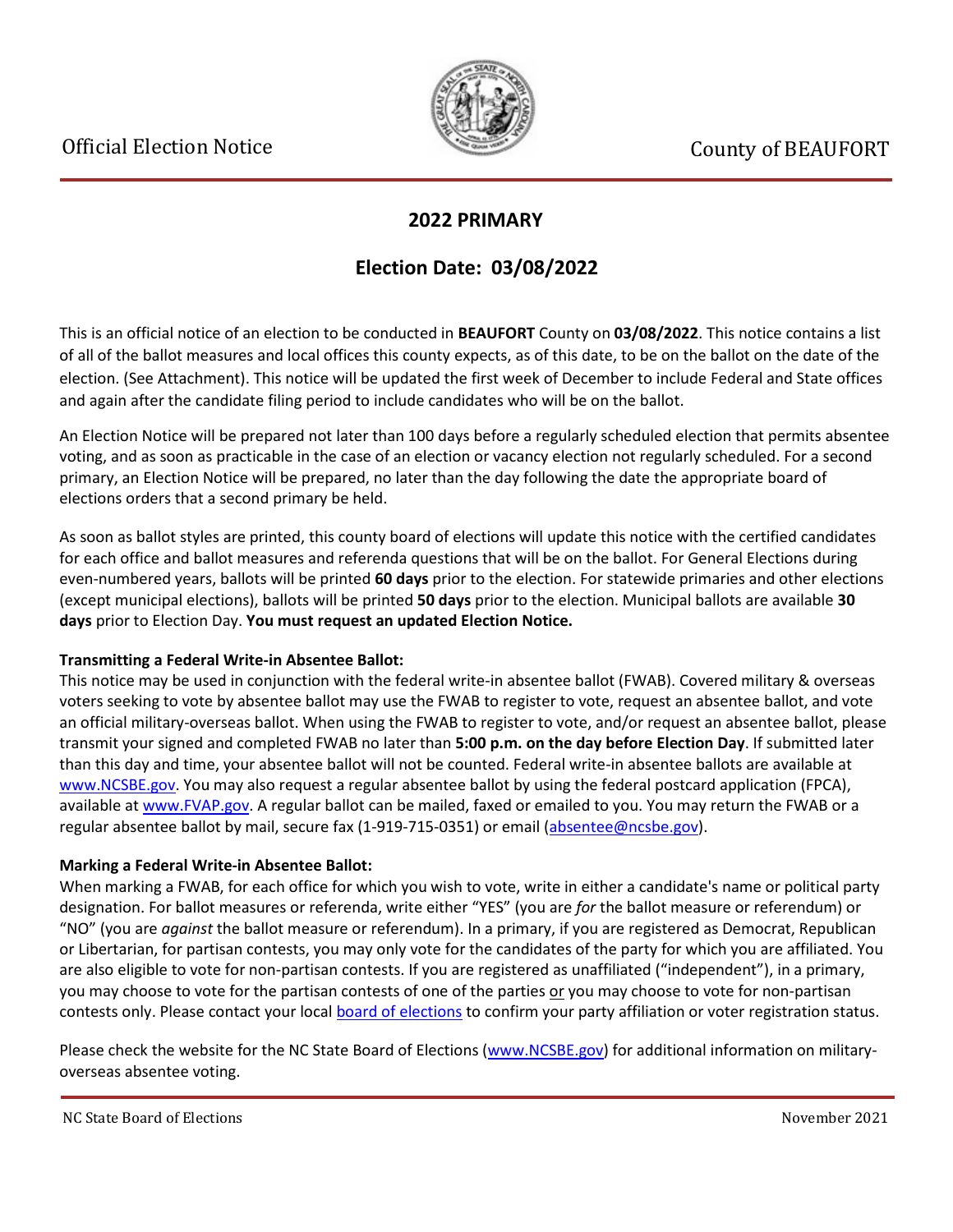Official Election Notice

County of BEAUFORT

## 2022 PRIMARY

## Election Date: 03/08/2022

This is an official notice of an election to be conducted in **BEAUFORT** County on **03/08/2022**. This notice contains a list of all of the ballot measures and local offices this county expects, as of this date, to be on the ballot on the date of the election. (See Attachment). This notice will be updated the first week of December to include Federal and State offices and again after the candidate filing period to include candidates who will be on the ballot.

An Election Notice will be prepared not later than 100 days before a regularly scheduled election that permits absentee voting, and as soon as practicable in the case of an election or vacancy election not regularly scheduled. For a second primary, an Election Notice will be prepared, no later than the day following the date the appropriate board of elections orders that a second primary be held.

As soon as ballot styles are printed, this county board of elections will update this notice with the certified candidates for each office and ballot measures and referenda questions that will be on the ballot. For General Elections during even-numbered years, ballots will be printed **60 days** prior to the election. For statewide primaries and other elections (except municipal elections), ballots will be printed **50 days** prior to the election. Municipal ballots are available **30 days** prior to Election Day. **You must request an updated Election Notice.**

**Transmitting a Federal Write-in Absentee Ballot:**
This notice may be used in conjunction with the federal write-in absentee ballot (FWAB). Covered military & overseas voters seeking to vote by absentee ballot may use the FWAB to register to vote, request an absentee ballot, and vote an official military-overseas ballot. When using the FWAB to register to vote, and/or request an absentee ballot, please transmit your signed and completed FWAB no later than **5:00 p.m. on the day before Election Day**. If submitted later than this day and time, your absentee ballot will not be counted. Federal write-in absentee ballots are available at www.NCSBE.gov. You may also request a regular absentee ballot by using the federal postcard application (FPCA), available at www.FVAP.gov. A regular ballot can be mailed, faxed or emailed to you. You may return the FWAB or a regular absentee ballot by mail, secure fax (1-919-715-0351) or email (absentee@ncsbe.gov).

**Marking a Federal Write-in Absentee Ballot:**
When marking a FWAB, for each office for which you wish to vote, write in either a candidate's name or political party designation. For ballot measures or referenda, write either "YES" (you are *for* the ballot measure or referendum) or "NO" (you are *against* the ballot measure or referendum). In a primary, if you are registered as Democrat, Republican or Libertarian, for partisan contests, you may only vote for the candidates of the party for which you are affiliated. You are also eligible to vote for non-partisan contests. If you are registered as unaffiliated ("independent"), in a primary, you may choose to vote for the partisan contests of one of the parties or you may choose to vote for non-partisan contests only. Please contact your local board of elections to confirm your party affiliation or voter registration status.

Please check the website for the NC State Board of Elections (www.NCSBE.gov) for additional information on military-overseas absentee voting.

NC State Board of Elections November 2021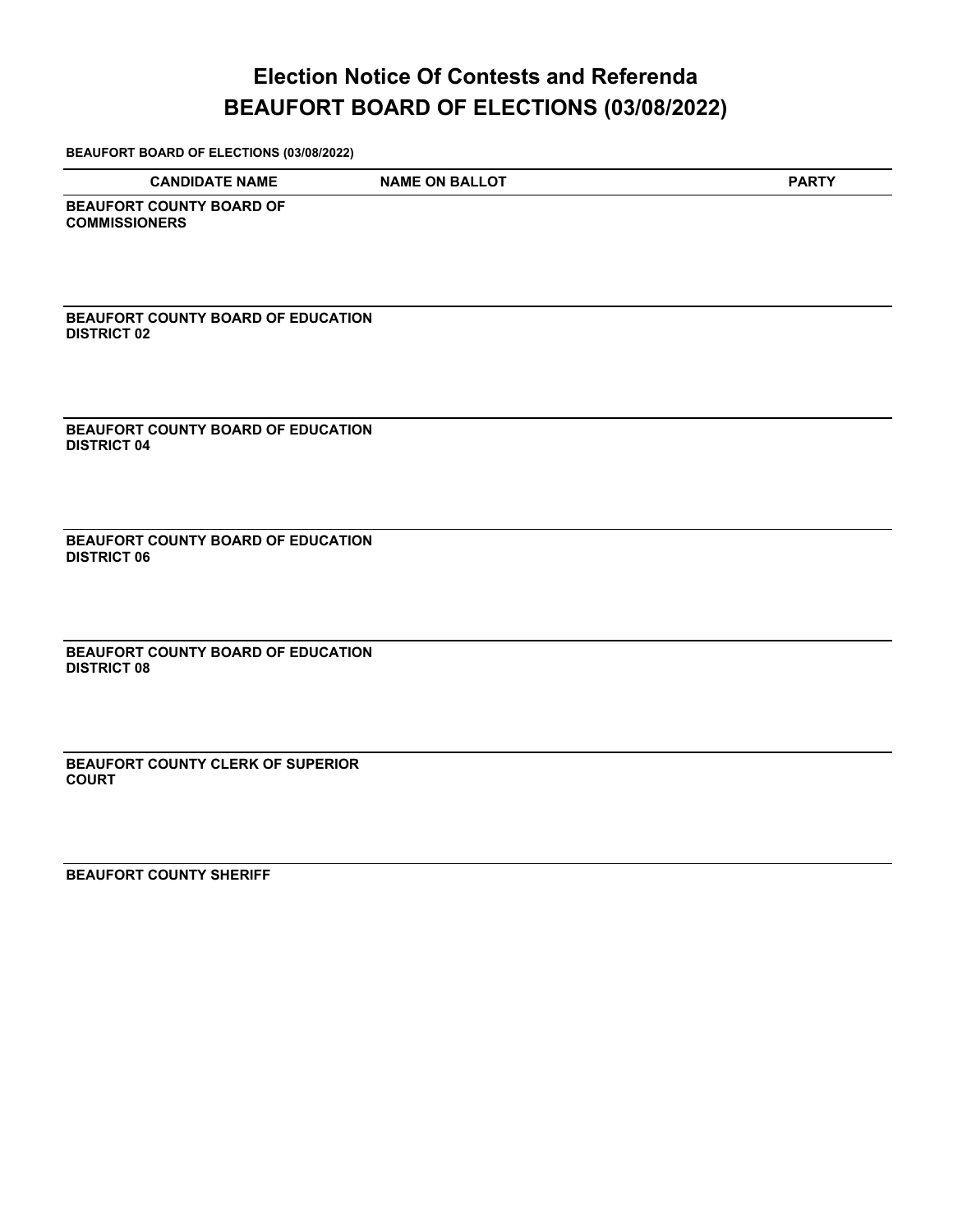# Election Notice Of Contests and Referenda
# BEAUFORT BOARD OF ELECTIONS (03/08/2022)

**BEAUFORT BOARD OF ELECTIONS (03/08/2022)**

| CANDIDATE NAME | NAME ON BALLOT | PARTY |
|---|---|---|
| **BEAUFORT COUNTY BOARD OF COMMISSIONERS** | | |
| **BEAUFORT COUNTY BOARD OF EDUCATION DISTRICT 02** | | |
| **BEAUFORT COUNTY BOARD OF EDUCATION DISTRICT 04** | | |
| **BEAUFORT COUNTY BOARD OF EDUCATION DISTRICT 06** | | |
| **BEAUFORT COUNTY BOARD OF EDUCATION DISTRICT 08** | | |
| **BEAUFORT COUNTY CLERK OF SUPERIOR COURT** | | |
| **BEAUFORT COUNTY SHERIFF** | | |